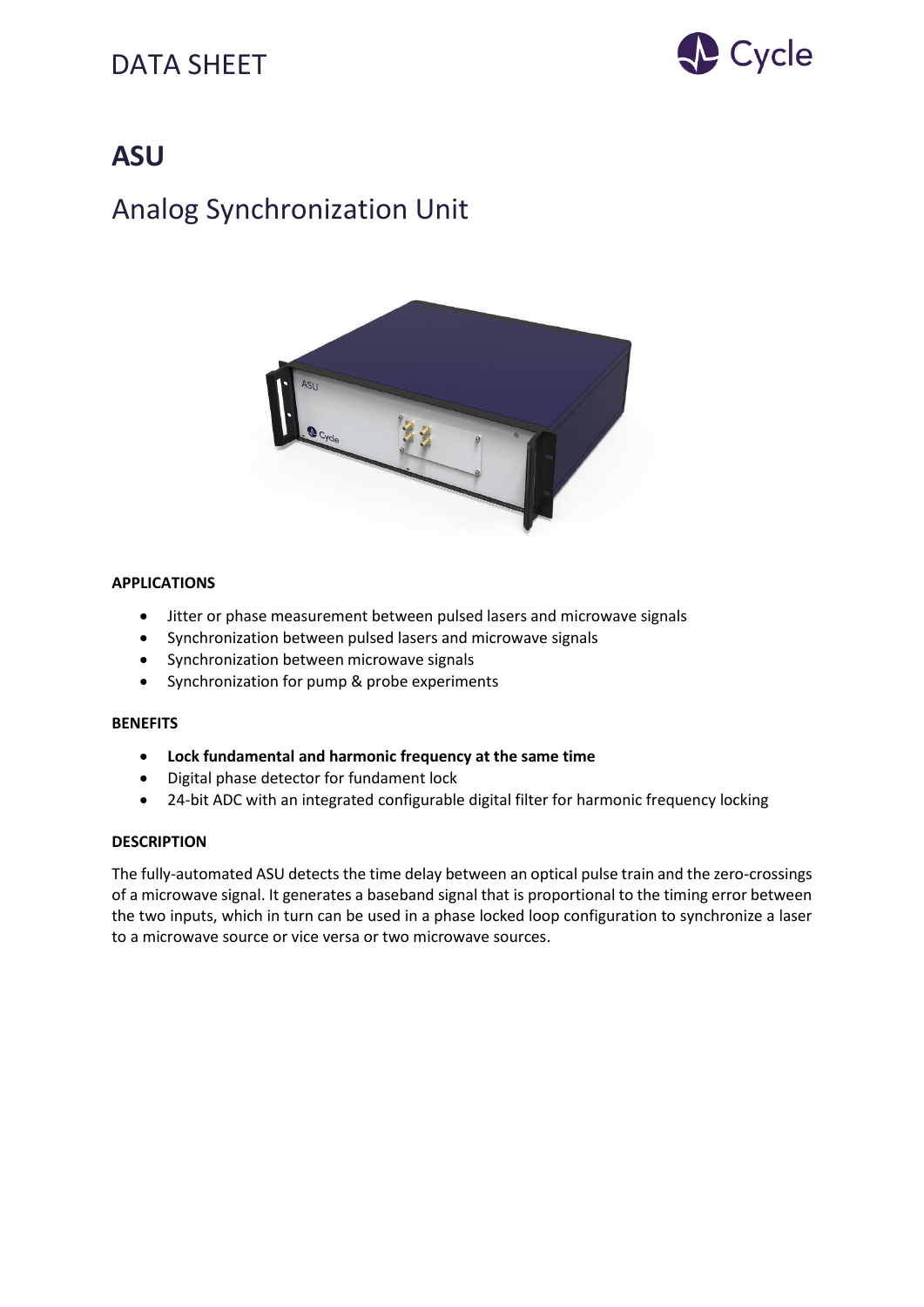# DATA SHEET

# ASU

## Analog Synchronization Unit

**APPLICATIONS**

- Jitter or phase measurement between pulsed lasers and microwave signals
- Synchronization between pulsed lasers and microwave signals
- Synchronization between microwave signals
- Synchronization for pump & probe experiments

**BENEFITS**

- **Lock fundamental and harmonic frequency at the same time**
- Digital phase detector for fundament lock
- 24-bit ADC with an integrated configurable digital filter for harmonic frequency locking

**DESCRIPTION**

The fully-automated ASU detects the time delay between an optical pulse train and the zero-crossings of a microwave signal. It generates a baseband signal that is proportional to the timing error between the two inputs, which in turn can be used in a phase locked loop configuration to synchronize a laser to a microwave source or vice versa or two microwave sources.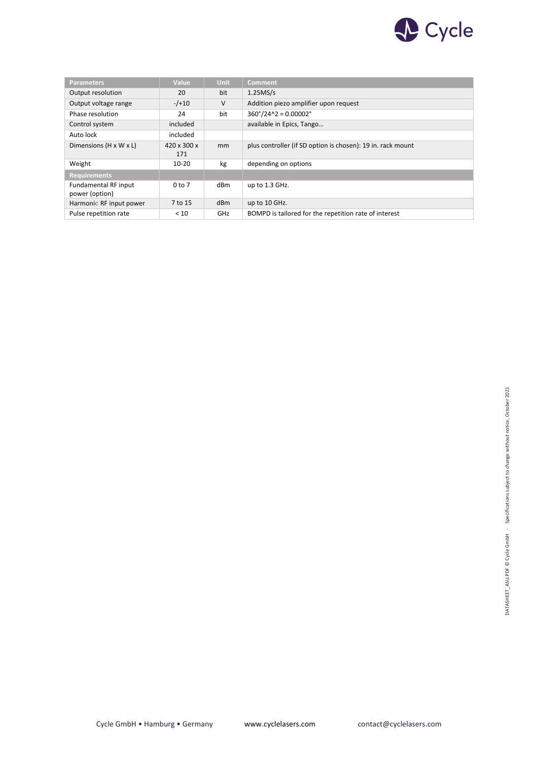| Parameters | Value | Unit | Comment |
|---|---|---|---|
| Output resolution | 20 | bit | 1.25MS/s |
| Output voltage range | -/+10 | V | Addition piezo amplifier upon request |
| Phase resolution | 24 | bit | 360°/24^2 = 0.00002° |
| Control system | included | | available in Epics, Tango… |
| Auto lock | included | | |
| Dimensions (H x W x L) | 420 x 300 x 171 | mm | plus controller (if SD option is chosen): 19 in. rack mount |
| Weight | 10-20 | kg | depending on options |
| **Requirements** | | | |
| Fundamental RF input power (option) | 0 to 7 | dBm | up to 1.3 GHz. |
| Harmonic RF input power | 7 to 15 | dBm | up to 10 GHz. |
| Pulse repetition rate | < 10 | GHz | BOMPD is tailored for the repetition rate of interest |

DATASHEET_ASU.PDF © Cycle GmbH - Specifications subject to change without notice, October 2021

Cycle GmbH • Hamburg • Germany www.cyclelasers.com contact@cyclelasers.com